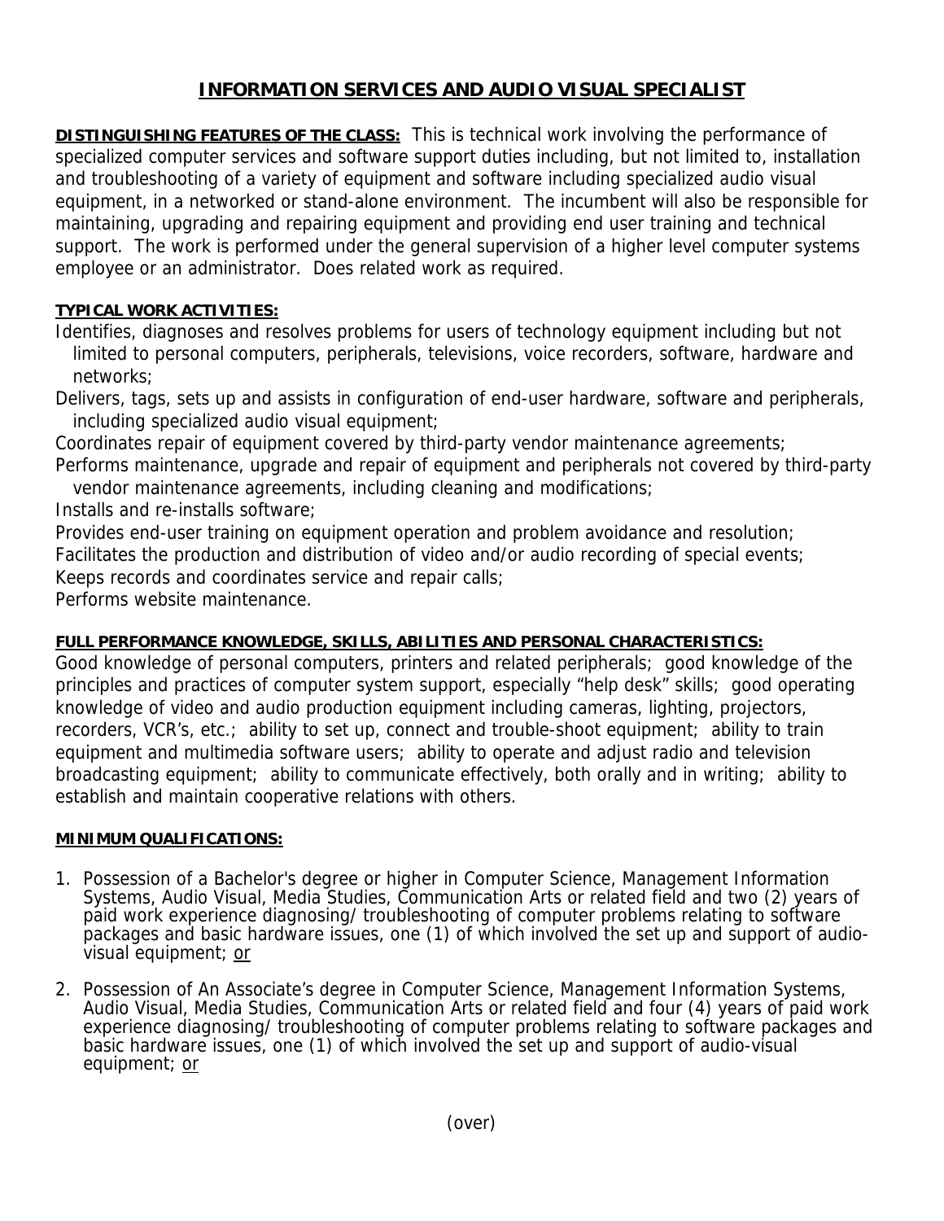# INFORMATION SERVICES AND AUDIO VISUAL SPECIALIST

**DISTINGUISHING FEATURES OF THE CLASS:** This is technical work involving the performance of specialized computer services and software support duties including, but not limited to, installation and troubleshooting of a variety of equipment and software including specialized audio visual equipment, in a networked or stand-alone environment. The incumbent will also be responsible for maintaining, upgrading and repairing equipment and providing end user training and technical support. The work is performed under the general supervision of a higher level computer systems employee or an administrator. Does related work as required.

**TYPICAL WORK ACTIVITIES:**

Identifies, diagnoses and resolves problems for users of technology equipment including but not limited to personal computers, peripherals, televisions, voice recorders, software, hardware and networks;

Delivers, tags, sets up and assists in configuration of end-user hardware, software and peripherals, including specialized audio visual equipment;

Coordinates repair of equipment covered by third-party vendor maintenance agreements;

Performs maintenance, upgrade and repair of equipment and peripherals not covered by third-party vendor maintenance agreements, including cleaning and modifications;

Installs and re-installs software;

Provides end-user training on equipment operation and problem avoidance and resolution;

Facilitates the production and distribution of video and/or audio recording of special events;

Keeps records and coordinates service and repair calls;

Performs website maintenance.

**FULL PERFORMANCE KNOWLEDGE, SKILLS, ABILITIES AND PERSONAL CHARACTERISTICS:**

Good knowledge of personal computers, printers and related peripherals; good knowledge of the principles and practices of computer system support, especially "help desk" skills; good operating knowledge of video and audio production equipment including cameras, lighting, projectors, recorders, VCR's, etc.; ability to set up, connect and trouble-shoot equipment; ability to train equipment and multimedia software users; ability to operate and adjust radio and television broadcasting equipment; ability to communicate effectively, both orally and in writing; ability to establish and maintain cooperative relations with others.

**MINIMUM QUALIFICATIONS:**

1. Possession of a Bachelor's degree or higher in Computer Science, Management Information Systems, Audio Visual, Media Studies, Communication Arts or related field and two (2) years of paid work experience diagnosing/ troubleshooting of computer problems relating to software packages and basic hardware issues, one (1) of which involved the set up and support of audio-visual equipment; or

2. Possession of An Associate's degree in Computer Science, Management Information Systems, Audio Visual, Media Studies, Communication Arts or related field and four (4) years of paid work experience diagnosing/ troubleshooting of computer problems relating to software packages and basic hardware issues, one (1) of which involved the set up and support of audio-visual equipment; or

(over)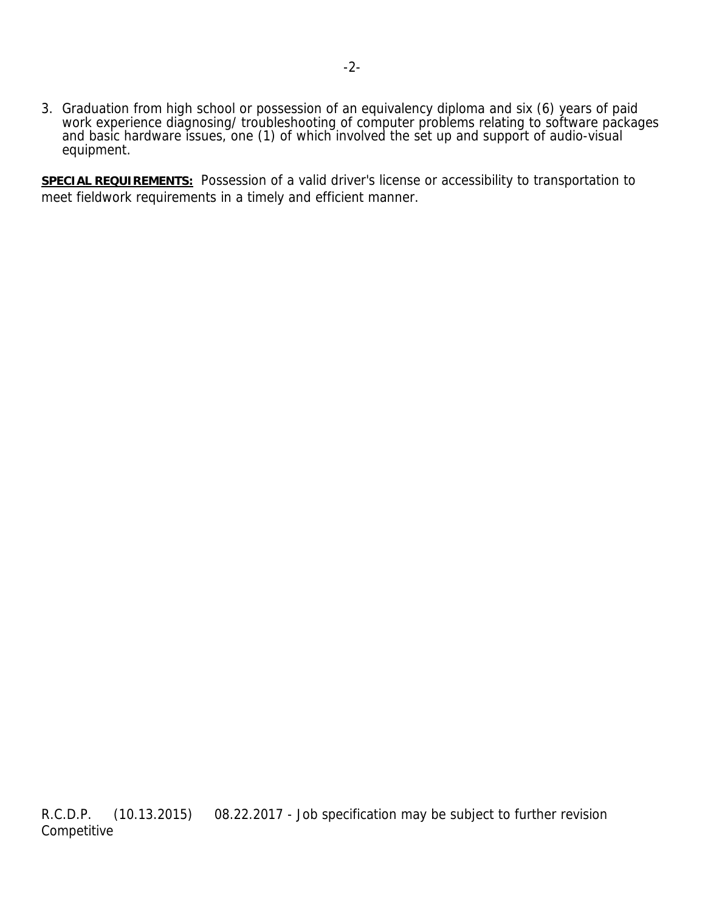3. Graduation from high school or possession of an equivalency diploma and six (6) years of paid work experience diagnosing/ troubleshooting of computer problems relating to software packages and basic hardware issues, one (1) of which involved the set up and support of audio-visual equipment.

**SPECIAL REQUIREMENTS:** Possession of a valid driver's license or accessibility to transportation to meet fieldwork requirements in a timely and efficient manner.

R.C.D.P. (10.13.2015) 08.22.2017 - Job specification may be subject to further revision
Competitive